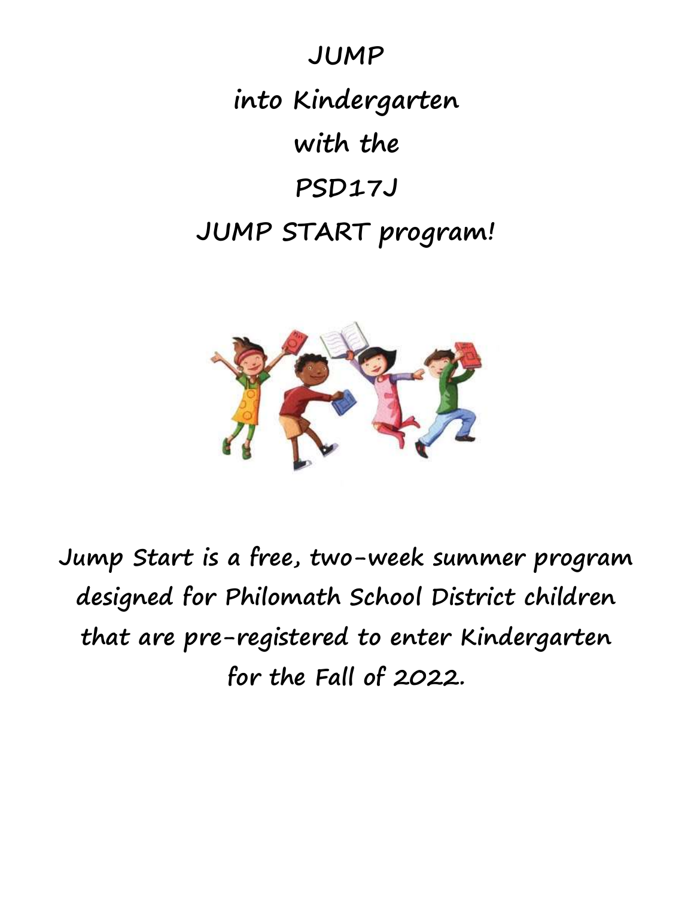# JUMP
# into Kindergarten
# with the
# PSD17J
# JUMP START program!

**Jump Start is a free, two-week summer program designed for Philomath School District children that are pre-registered to enter Kindergarten for the Fall of 2022.**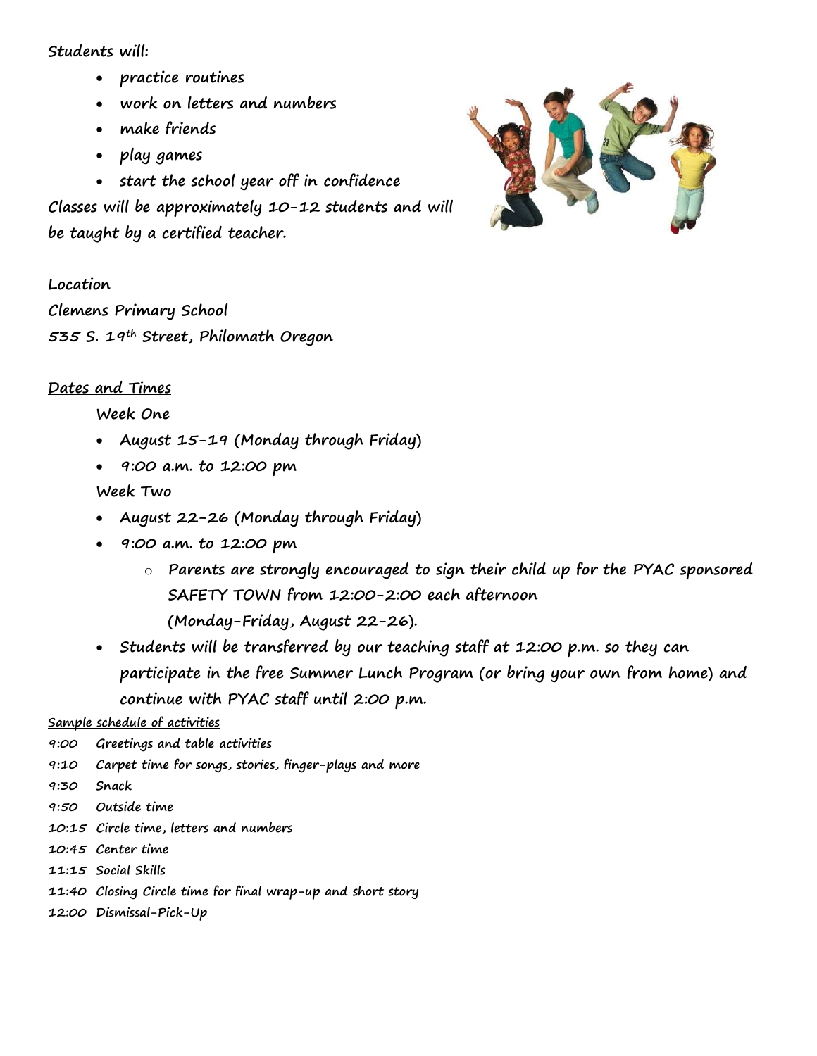Students will:

- practice routines
- work on letters and numbers
- make friends
- play games
- start the school year off in confidence

Classes will be approximately 10-12 students and will be taught by a certified teacher.

**Location**

Clemens Primary School
535 S. 19th Street, Philomath Oregon

**Dates and Times**

Week One

- August 15-19 (Monday through Friday)
- 9:00 a.m. to 12:00 pm

Week Two

- August 22-26 (Monday through Friday)
- 9:00 a.m. to 12:00 pm
  - Parents are strongly encouraged to sign their child up for the PYAC sponsored SAFETY TOWN from 12:00-2:00 each afternoon (Monday-Friday, August 22-26).
- Students will be transferred by our teaching staff at 12:00 p.m. so they can participate in the free Summer Lunch Program (or bring your own from home) and continue with PYAC staff until 2:00 p.m.

**Sample schedule of activities**

9:00 Greetings and table activities
9:10 Carpet time for songs, stories, finger-plays and more
9:30 Snack
9:50 Outside time
10:15 Circle time, letters and numbers
10:45 Center time
11:15 Social Skills
11:40 Closing Circle time for final wrap-up and short story
12:00 Dismissal-Pick-Up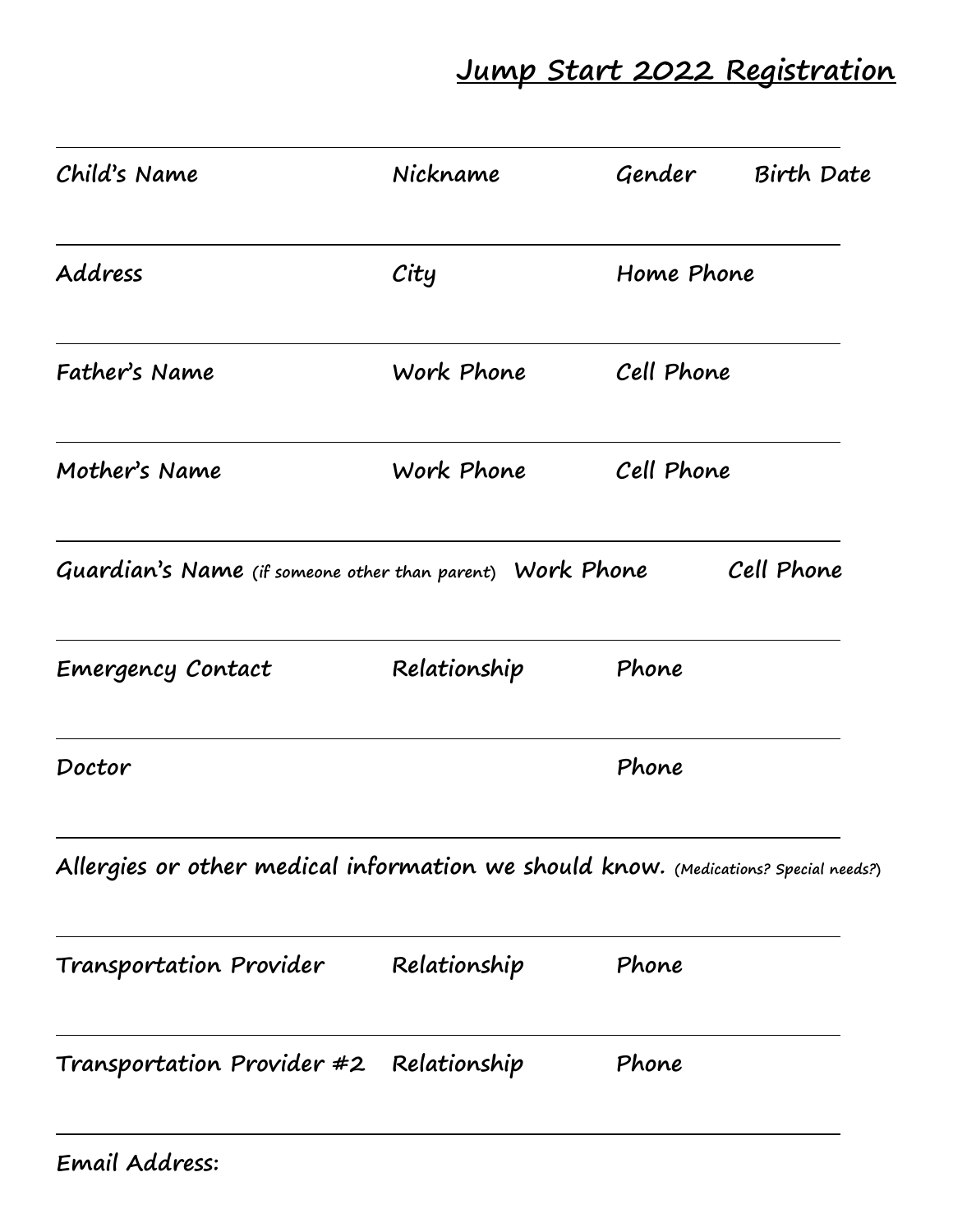# Jump Start 2022 Registration

---

**Child's Name** **Nickname** **Gender** **Birth Date**

---

**Address** **City** **Home Phone**

---

**Father's Name** **Work Phone** **Cell Phone**

---

**Mother's Name** **Work Phone** **Cell Phone**

---

**Guardian's Name** (if someone other than parent) **Work Phone** **Cell Phone**

---

**Emergency Contact** **Relationship** **Phone**

---

**Doctor** **Phone**

---

**Allergies or other medical information we should know.** (Medications? Special needs?)

---

**Transportation Provider** **Relationship** **Phone**

---

**Transportation Provider #2** **Relationship** **Phone**

---

**Email Address:**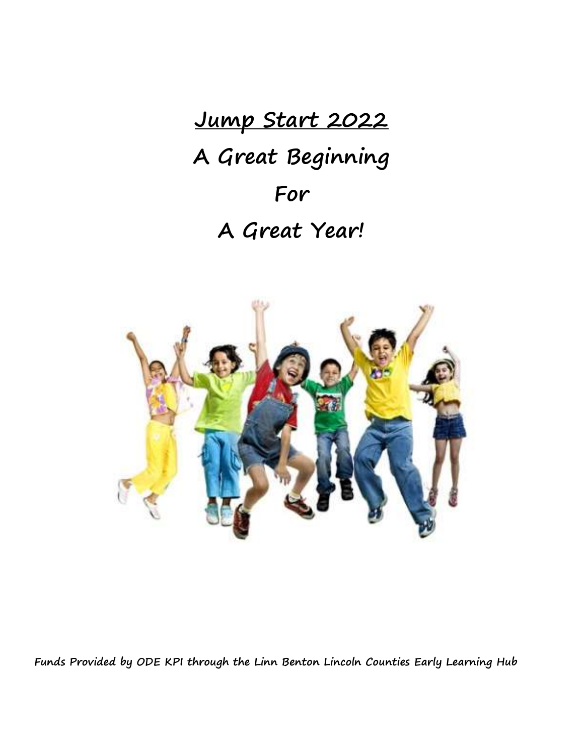# <u>Jump Start 2022</u>

# A Great Beginning

# For

# A Great Year!

**Funds Provided by ODE KPI through the Linn Benton Lincoln Counties Early Learning Hub**